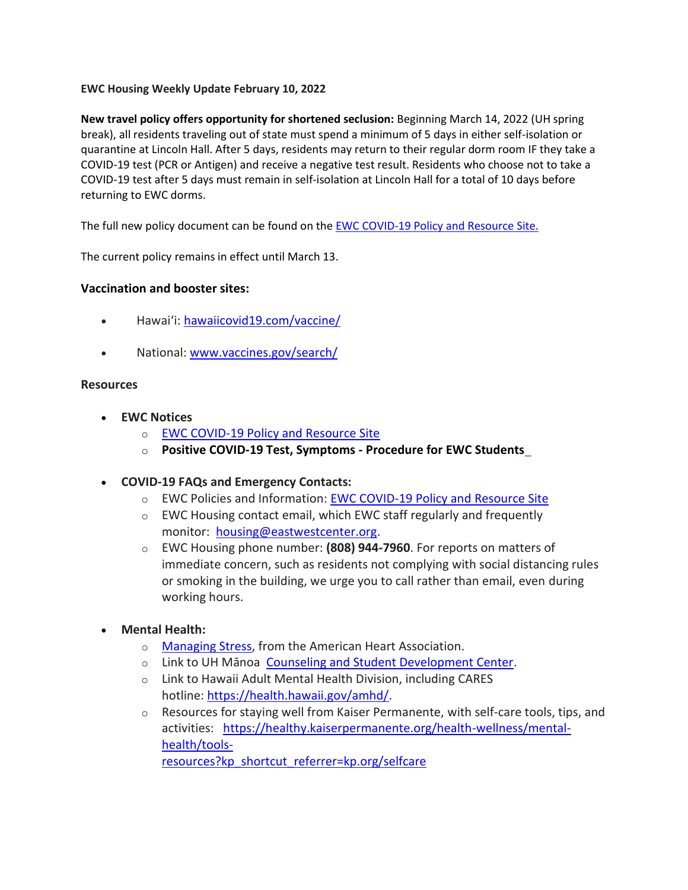**EWC Housing Weekly Update February 10, 2022**

**New travel policy offers opportunity for shortened seclusion:** Beginning March 14, 2022 (UH spring break), all residents traveling out of state must spend a minimum of 5 days in either self-isolation or quarantine at Lincoln Hall. After 5 days, residents may return to their regular dorm room IF they take a COVID-19 test (PCR or Antigen) and receive a negative test result. Residents who choose not to take a COVID-19 test after 5 days must remain in self-isolation at Lincoln Hall for a total of 10 days before returning to EWC dorms.

The full new policy document can be found on the EWC COVID-19 Policy and Resource Site.

The current policy remains in effect until March 13.

### Vaccination and booster sites:

- Hawaiʻi: hawaiicovid19.com/vaccine/
- National: www.vaccines.gov/search/

### Resources

- **EWC Notices**
  - EWC COVID-19 Policy and Resource Site
  - **Positive COVID-19 Test, Symptoms - Procedure for EWC Students**
- **COVID-19 FAQs and Emergency Contacts:**
  - EWC Policies and Information: EWC COVID-19 Policy and Resource Site
  - EWC Housing contact email, which EWC staff regularly and frequently monitor: housing@eastwestcenter.org.
  - EWC Housing phone number: **(808) 944-7960**. For reports on matters of immediate concern, such as residents not complying with social distancing rules or smoking in the building, we urge you to call rather than email, even during working hours.
- **Mental Health:**
  - Managing Stress, from the American Heart Association.
  - Link to UH Mānoa Counseling and Student Development Center.
  - Link to Hawaii Adult Mental Health Division, including CARES hotline: https://health.hawaii.gov/amhd/.
  - Resources for staying well from Kaiser Permanente, with self-care tools, tips, and activities: https://healthy.kaiserpermanente.org/health-wellness/mental-health/tools-resources?kp_shortcut_referrer=kp.org/selfcare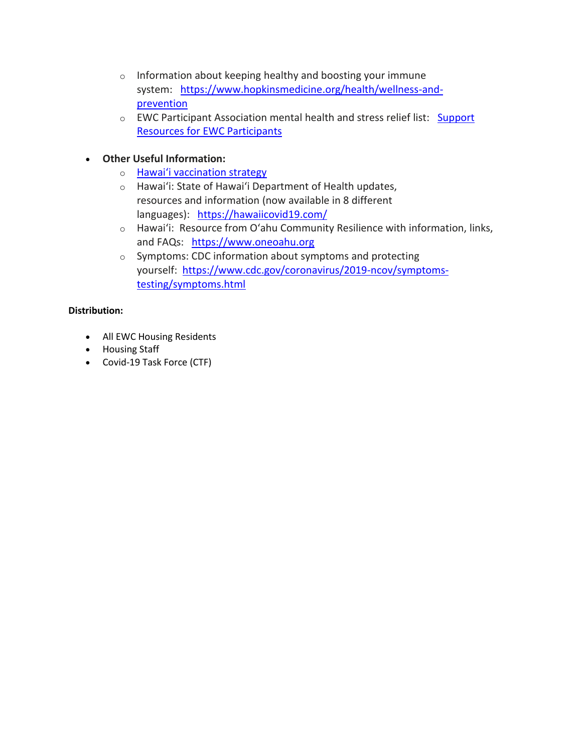- Information about keeping healthy and boosting your immune system: https://www.hopkinsmedicine.org/health/wellness-and-prevention
  - EWC Participant Association mental health and stress relief list: Support Resources for EWC Participants

- **Other Useful Information:**
  - Hawaiʻi vaccination strategy
  - Hawaiʻi: State of Hawaiʻi Department of Health updates, resources and information (now available in 8 different languages): https://hawaiicovid19.com/
  - Hawaiʻi: Resource from Oʻahu Community Resilience with information, links, and FAQs: https://www.oneoahu.org
  - Symptoms: CDC information about symptoms and protecting yourself: https://www.cdc.gov/coronavirus/2019-ncov/symptoms-testing/symptoms.html

**Distribution:**

- All EWC Housing Residents
- Housing Staff
- Covid-19 Task Force (CTF)